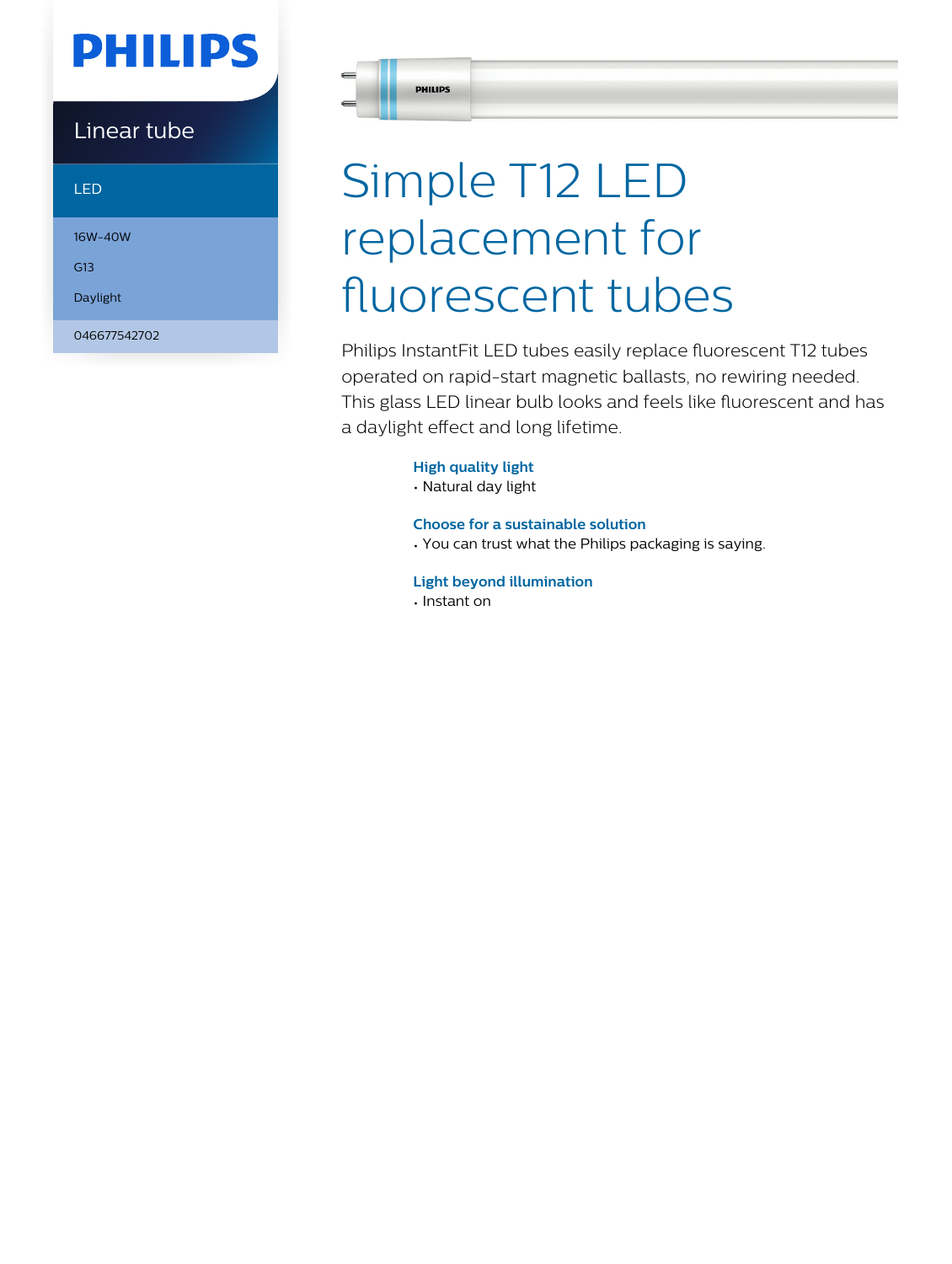PHILIPS

Linear tube

LED

16W-40W

G13

Daylight

046677542702

# Simple T12 LED replacement for fluorescent tubes

Philips InstantFit LED tubes easily replace fluorescent T12 tubes operated on rapid-start magnetic ballasts, no rewiring needed. This glass LED linear bulb looks and feels like fluorescent and has a daylight effect and long lifetime.

**High quality light**
- Natural day light

**Choose for a sustainable solution**
- You can trust what the Philips packaging is saying.

**Light beyond illumination**
- Instant on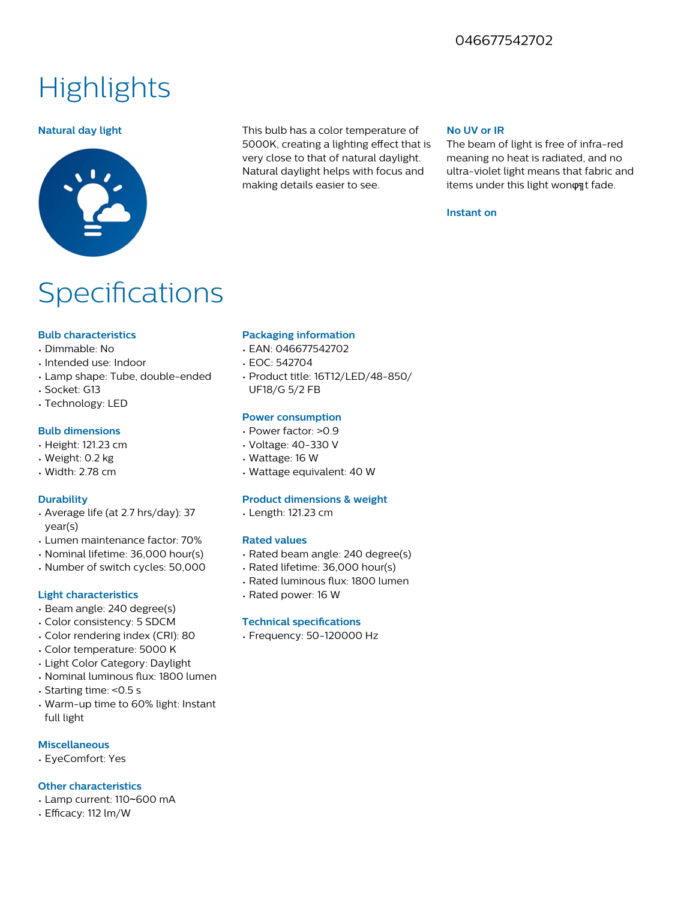046677542702

# Highlights

### Natural day light

This bulb has a color temperature of 5000K, creating a lighting effect that is very close to that of natural daylight. Natural daylight helps with focus and making details easier to see.

### No UV or IR

The beam of light is free of infra-red meaning no heat is radiated, and no ultra-violet light means that fabric and items under this light wonφηt fade.

### Instant on

# Specifications

### Bulb characteristics

- Dimmable: No
- Intended use: Indoor
- Lamp shape: Tube, double-ended
- Socket: G13
- Technology: LED

### Bulb dimensions

- Height: 121.23 cm
- Weight: 0.2 kg
- Width: 2.78 cm

### Durability

- Average life (at 2.7 hrs/day): 37 year(s)
- Lumen maintenance factor: 70%
- Nominal lifetime: 36,000 hour(s)
- Number of switch cycles: 50,000

### Light characteristics

- Beam angle: 240 degree(s)
- Color consistency: 5 SDCM
- Color rendering index (CRI): 80
- Color temperature: 5000 K
- Light Color Category: Daylight
- Nominal luminous flux: 1800 lumen
- Starting time: <0.5 s
- Warm-up time to 60% light: Instant full light

### Miscellaneous

- EyeComfort: Yes

### Other characteristics

- Lamp current: 110~600 mA
- Efficacy: 112 lm/W

### Packaging information

- EAN: 046677542702
- EOC: 542704
- Product title: 16T12/LED/48-850/UF18/G 5/2 FB

### Power consumption

- Power factor: >0.9
- Voltage: 40-330 V
- Wattage: 16 W
- Wattage equivalent: 40 W

### Product dimensions & weight

- Length: 121.23 cm

### Rated values

- Rated beam angle: 240 degree(s)
- Rated lifetime: 36,000 hour(s)
- Rated luminous flux: 1800 lumen
- Rated power: 16 W

### Technical specifications

- Frequency: 50-120000 Hz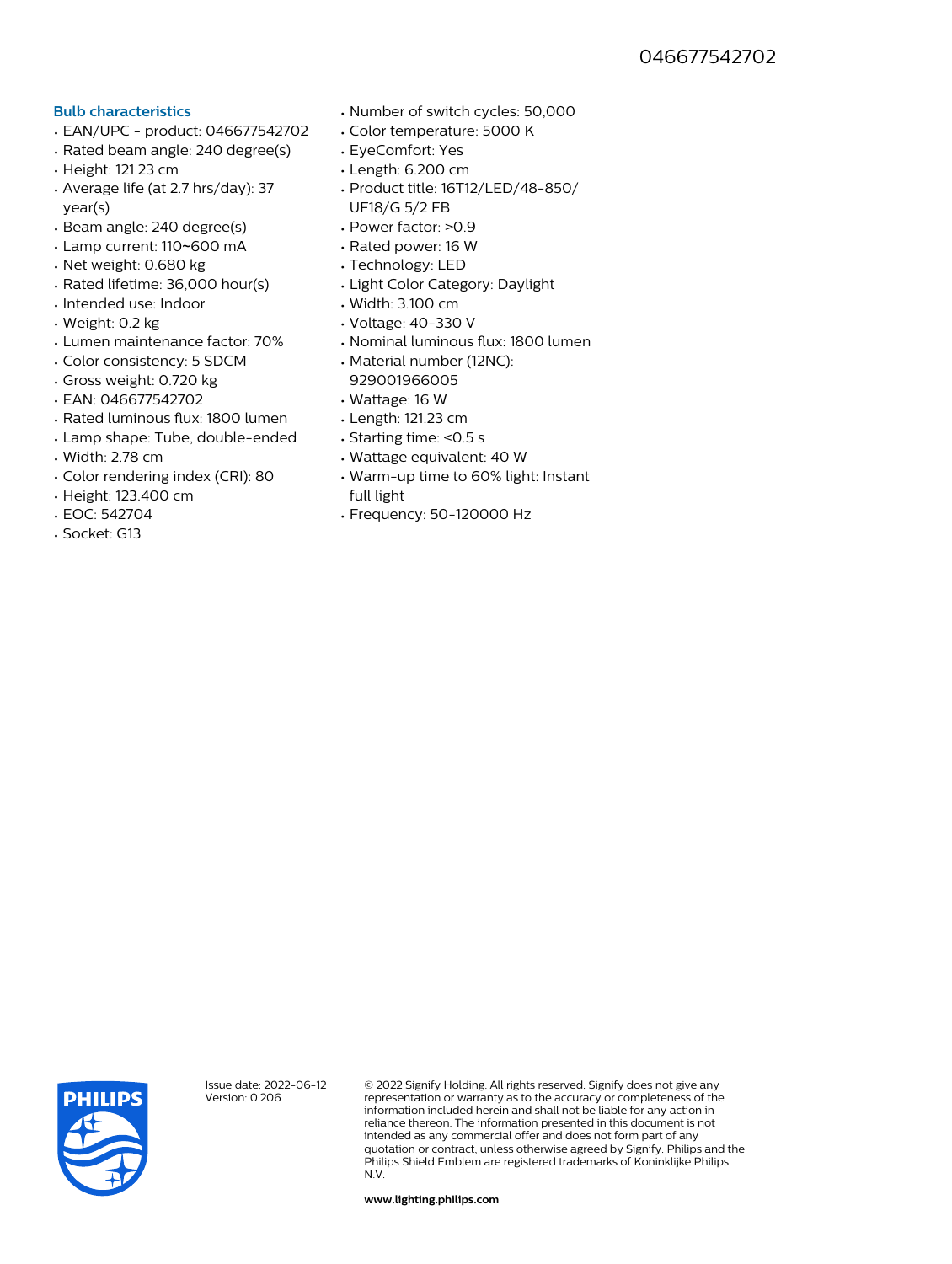## Bulb characteristics

- EAN/UPC - product: 046677542702
- Rated beam angle: 240 degree(s)
- Height: 121.23 cm
- Average life (at 2.7 hrs/day): 37 year(s)
- Beam angle: 240 degree(s)
- Lamp current: 110~600 mA
- Net weight: 0.680 kg
- Rated lifetime: 36,000 hour(s)
- Intended use: Indoor
- Weight: 0.2 kg
- Lumen maintenance factor: 70%
- Color consistency: 5 SDCM
- Gross weight: 0.720 kg
- EAN: 046677542702
- Rated luminous flux: 1800 lumen
- Lamp shape: Tube, double-ended
- Width: 2.78 cm
- Color rendering index (CRI): 80
- Height: 123.400 cm
- EOC: 542704
- Socket: G13
- Number of switch cycles: 50,000
- Color temperature: 5000 K
- EyeComfort: Yes
- Length: 6.200 cm
- Product title: 16T12/LED/48-850/UF18/G 5/2 FB
- Power factor: >0.9
- Rated power: 16 W
- Technology: LED
- Light Color Category: Daylight
- Width: 3.100 cm
- Voltage: 40-330 V
- Nominal luminous flux: 1800 lumen
- Material number (12NC): 929001966005
- Wattage: 16 W
- Length: 121.23 cm
- Starting time: <0.5 s
- Wattage equivalent: 40 W
- Warm-up time to 60% light: Instant full light
- Frequency: 50-120000 Hz

Issue date: 2022-06-12
Version: 0.206

© 2022 Signify Holding. All rights reserved. Signify does not give any representation or warranty as to the accuracy or completeness of the information included herein and shall not be liable for any action in reliance thereon. The information presented in this document is not intended as any commercial offer and does not form part of any quotation or contract, unless otherwise agreed by Signify. Philips and the Philips Shield Emblem are registered trademarks of Koninklijke Philips N.V.

**www.lighting.philips.com**